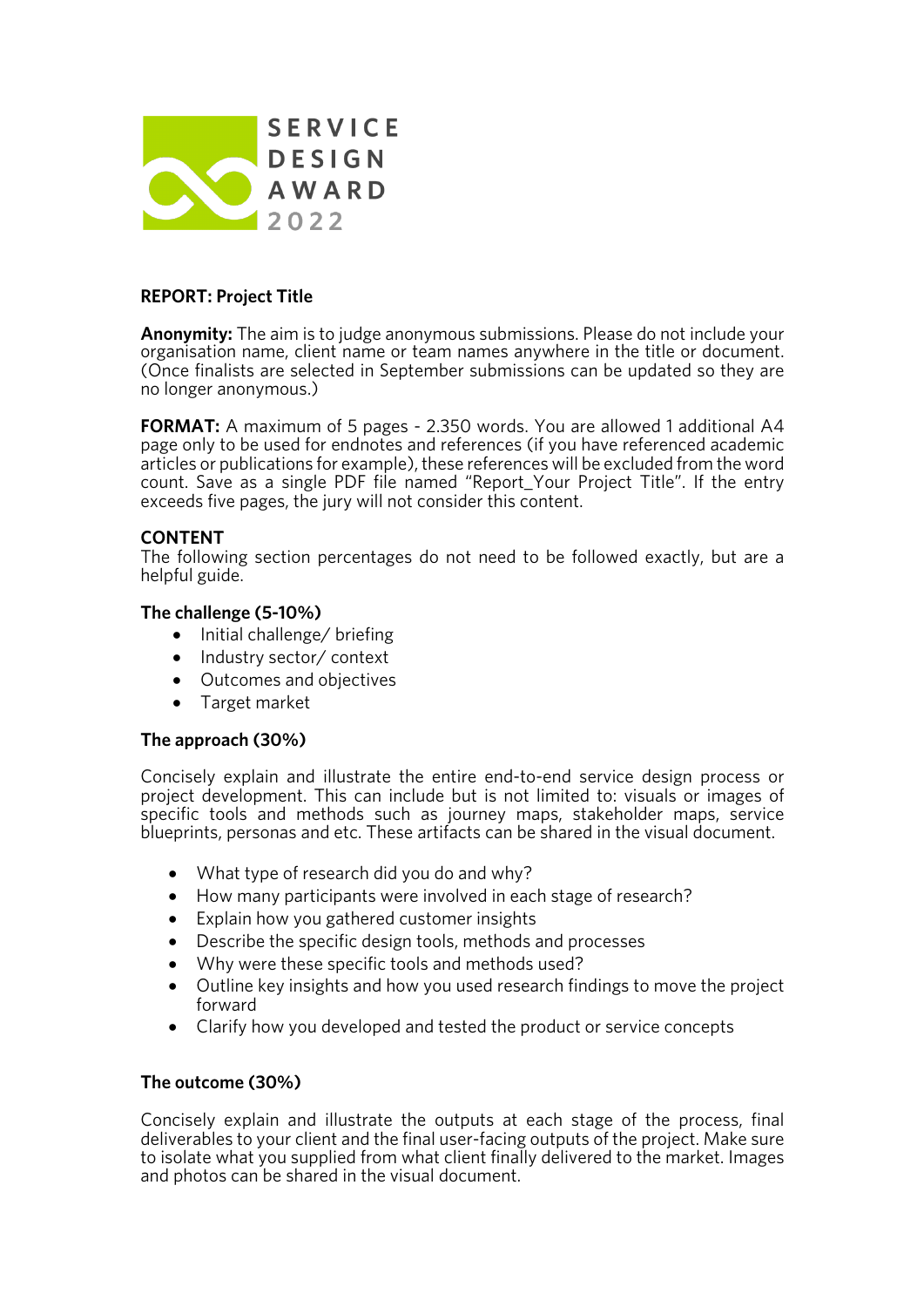SERVICE
DESIGN
AWARD
2022

**REPORT: Project Title**

**Anonymity:** The aim is to judge anonymous submissions. Please do not include your organisation name, client name or team names anywhere in the title or document. (Once finalists are selected in September submissions can be updated so they are no longer anonymous.)

**FORMAT:** A maximum of 5 pages - 2.350 words. You are allowed 1 additional A4 page only to be used for endnotes and references (if you have referenced academic articles or publications for example), these references will be excluded from the word count. Save as a single PDF file named "Report_Your Project Title". If the entry exceeds five pages, the jury will not consider this content.

**CONTENT**

The following section percentages do not need to be followed exactly, but are a helpful guide.

**The challenge (5-10%)**

- Initial challenge/ briefing
- Industry sector/ context
- Outcomes and objectives
- Target market

**The approach (30%)**

Concisely explain and illustrate the entire end-to-end service design process or project development. This can include but is not limited to: visuals or images of specific tools and methods such as journey maps, stakeholder maps, service blueprints, personas and etc. These artifacts can be shared in the visual document.

- What type of research did you do and why?
- How many participants were involved in each stage of research?
- Explain how you gathered customer insights
- Describe the specific design tools, methods and processes
- Why were these specific tools and methods used?
- Outline key insights and how you used research findings to move the project forward
- Clarify how you developed and tested the product or service concepts

**The outcome (30%)**

Concisely explain and illustrate the outputs at each stage of the process, final deliverables to your client and the final user-facing outputs of the project. Make sure to isolate what you supplied from what client finally delivered to the market. Images and photos can be shared in the visual document.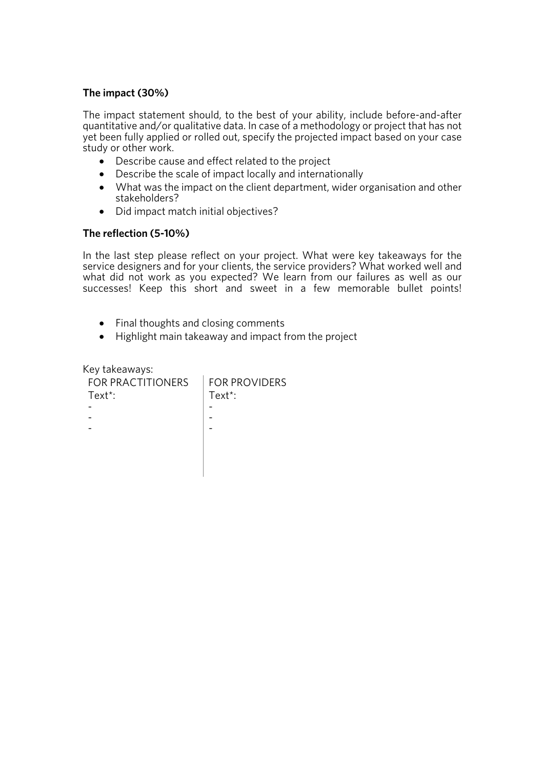**The impact (30%)**

The impact statement should, to the best of your ability, include before-and-after quantitative and/or qualitative data. In case of a methodology or project that has not yet been fully applied or rolled out, specify the projected impact based on your case study or other work.

- Describe cause and effect related to the project
- Describe the scale of impact locally and internationally
- What was the impact on the client department, wider organisation and other stakeholders?
- Did impact match initial objectives?

**The reflection (5-10%)**

In the last step please reflect on your project. What were key takeaways for the service designers and for your clients, the service providers? What worked well and what did not work as you expected? We learn from our failures as well as our successes! Keep this short and sweet in a few memorable bullet points!

- Final thoughts and closing comments
- Highlight main takeaway and impact from the project

Key takeaways:

| FOR PRACTITIONERS | FOR PROVIDERS |
|---|---|
| Text*: | Text*: |
| - | - |
| - | - |
| - | - |